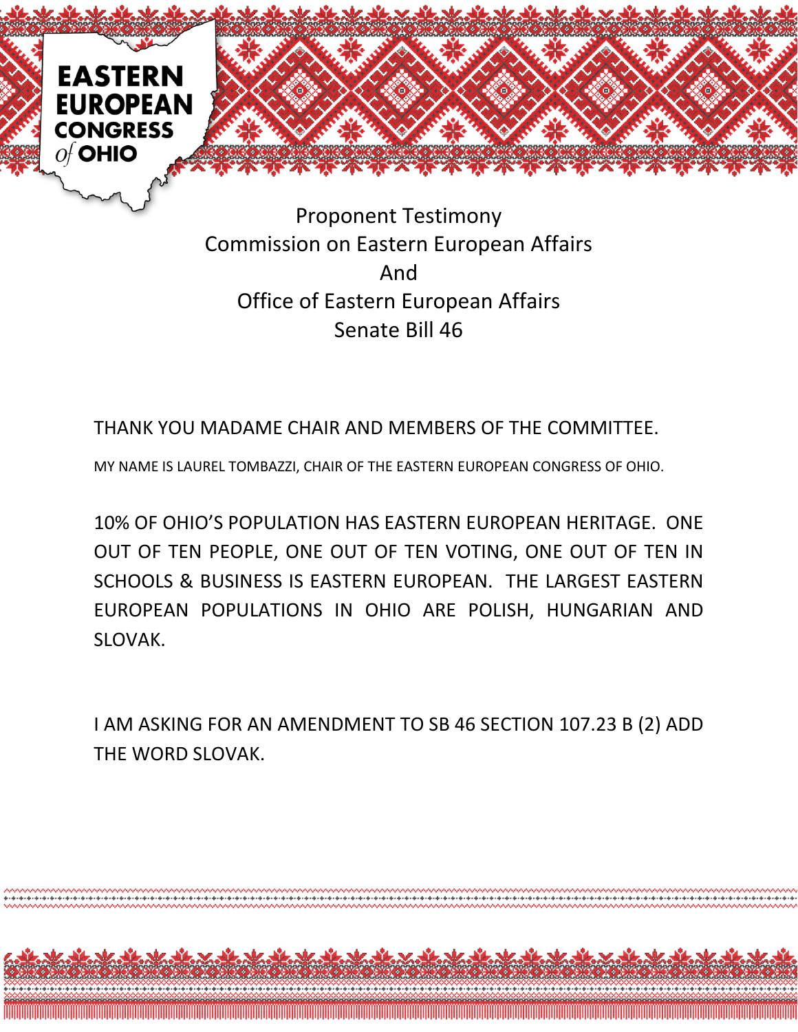EASTERN EUROPEAN CONGRESS of OHIO

# Proponent Testimony
## Commission on Eastern European Affairs
## And
## Office of Eastern European Affairs
## Senate Bill 46

THANK YOU MADAME CHAIR AND MEMBERS OF THE COMMITTEE.

MY NAME IS LAUREL TOMBAZZI, CHAIR OF THE EASTERN EUROPEAN CONGRESS OF OHIO.

10% OF OHIO'S POPULATION HAS EASTERN EUROPEAN HERITAGE. ONE OUT OF TEN PEOPLE, ONE OUT OF TEN VOTING, ONE OUT OF TEN IN SCHOOLS & BUSINESS IS EASTERN EUROPEAN. THE LARGEST EASTERN EUROPEAN POPULATIONS IN OHIO ARE POLISH, HUNGARIAN AND SLOVAK.

I AM ASKING FOR AN AMENDMENT TO SB 46 SECTION 107.23 B (2) ADD THE WORD SLOVAK.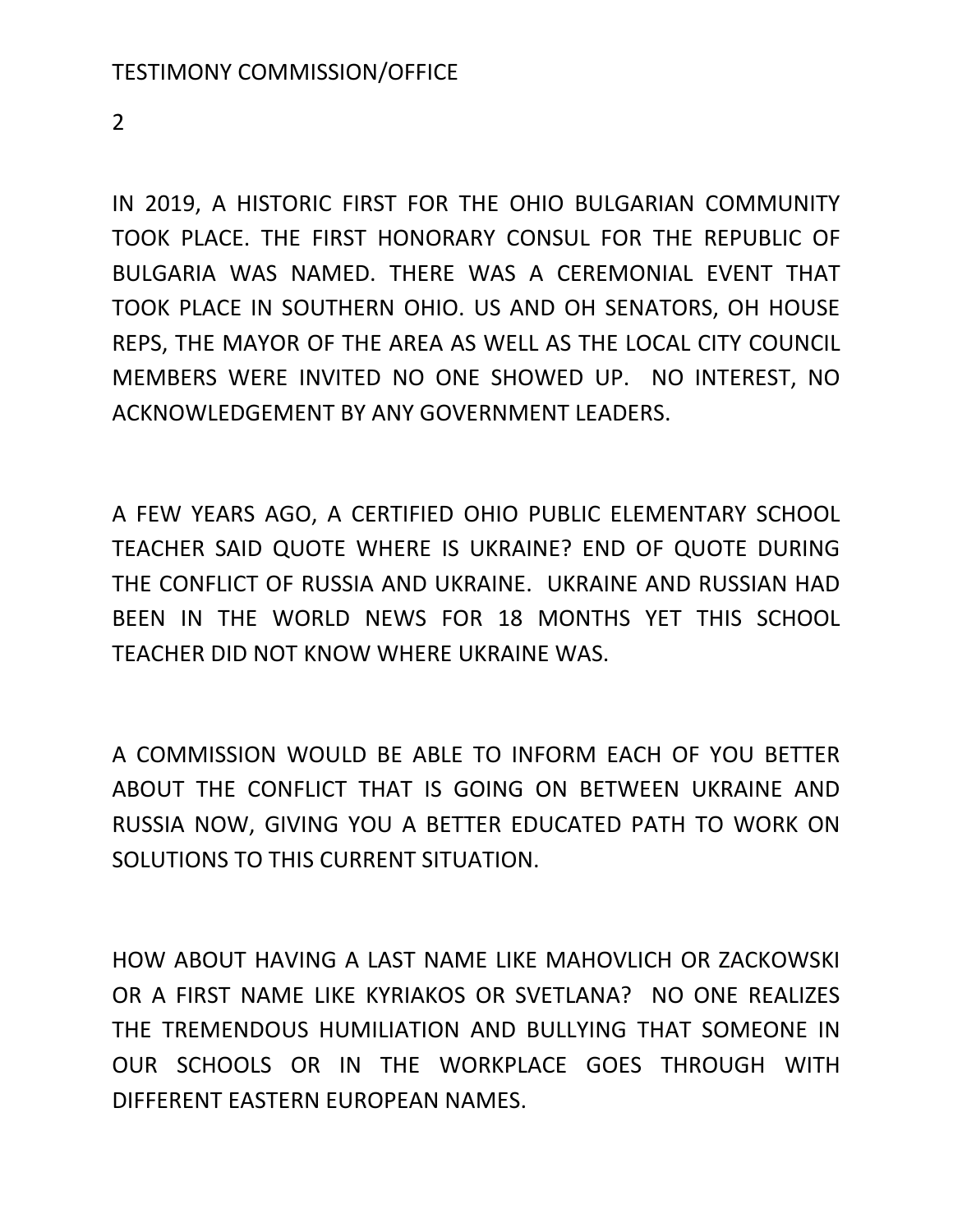IN 2019, A HISTORIC FIRST FOR THE OHIO BULGARIAN COMMUNITY TOOK PLACE. THE FIRST HONORARY CONSUL FOR THE REPUBLIC OF BULGARIA WAS NAMED. THERE WAS A CEREMONIAL EVENT THAT TOOK PLACE IN SOUTHERN OHIO. US AND OH SENATORS, OH HOUSE REPS, THE MAYOR OF THE AREA AS WELL AS THE LOCAL CITY COUNCIL MEMBERS WERE INVITED NO ONE SHOWED UP. NO INTEREST, NO ACKNOWLEDGEMENT BY ANY GOVERNMENT LEADERS.

A FEW YEARS AGO, A CERTIFIED OHIO PUBLIC ELEMENTARY SCHOOL TEACHER SAID QUOTE WHERE IS UKRAINE? END OF QUOTE DURING THE CONFLICT OF RUSSIA AND UKRAINE. UKRAINE AND RUSSIAN HAD BEEN IN THE WORLD NEWS FOR 18 MONTHS YET THIS SCHOOL TEACHER DID NOT KNOW WHERE UKRAINE WAS.

A COMMISSION WOULD BE ABLE TO INFORM EACH OF YOU BETTER ABOUT THE CONFLICT THAT IS GOING ON BETWEEN UKRAINE AND RUSSIA NOW, GIVING YOU A BETTER EDUCATED PATH TO WORK ON SOLUTIONS TO THIS CURRENT SITUATION.

HOW ABOUT HAVING A LAST NAME LIKE MAHOVLICH OR ZACKOWSKI OR A FIRST NAME LIKE KYRIAKOS OR SVETLANA? NO ONE REALIZES THE TREMENDOUS HUMILIATION AND BULLYING THAT SOMEONE IN OUR SCHOOLS OR IN THE WORKPLACE GOES THROUGH WITH DIFFERENT EASTERN EUROPEAN NAMES.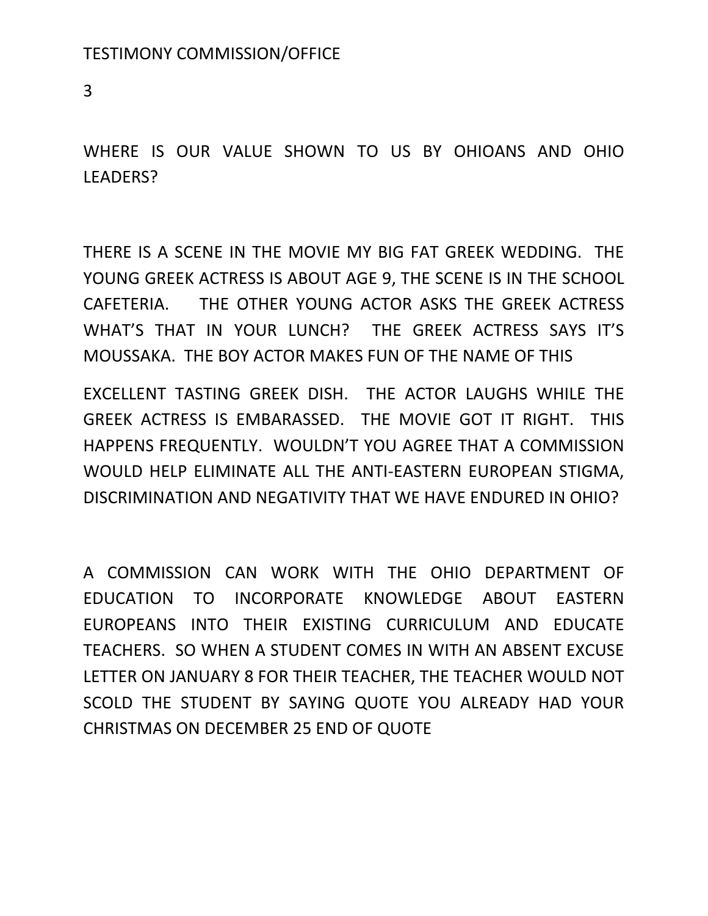WHERE IS OUR VALUE SHOWN TO US BY OHIOANS AND OHIO LEADERS?

THERE IS A SCENE IN THE MOVIE MY BIG FAT GREEK WEDDING. THE YOUNG GREEK ACTRESS IS ABOUT AGE 9, THE SCENE IS IN THE SCHOOL CAFETERIA. THE OTHER YOUNG ACTOR ASKS THE GREEK ACTRESS WHAT'S THAT IN YOUR LUNCH? THE GREEK ACTRESS SAYS IT'S MOUSSAKA. THE BOY ACTOR MAKES FUN OF THE NAME OF THIS EXCELLENT TASTING GREEK DISH. THE ACTOR LAUGHS WHILE THE GREEK ACTRESS IS EMBARASSED. THE MOVIE GOT IT RIGHT. THIS HAPPENS FREQUENTLY. WOULDN'T YOU AGREE THAT A COMMISSION WOULD HELP ELIMINATE ALL THE ANTI-EASTERN EUROPEAN STIGMA, DISCRIMINATION AND NEGATIVITY THAT WE HAVE ENDURED IN OHIO?

A COMMISSION CAN WORK WITH THE OHIO DEPARTMENT OF EDUCATION TO INCORPORATE KNOWLEDGE ABOUT EASTERN EUROPEANS INTO THEIR EXISTING CURRICULUM AND EDUCATE TEACHERS. SO WHEN A STUDENT COMES IN WITH AN ABSENT EXCUSE LETTER ON JANUARY 8 FOR THEIR TEACHER, THE TEACHER WOULD NOT SCOLD THE STUDENT BY SAYING QUOTE YOU ALREADY HAD YOUR CHRISTMAS ON DECEMBER 25 END OF QUOTE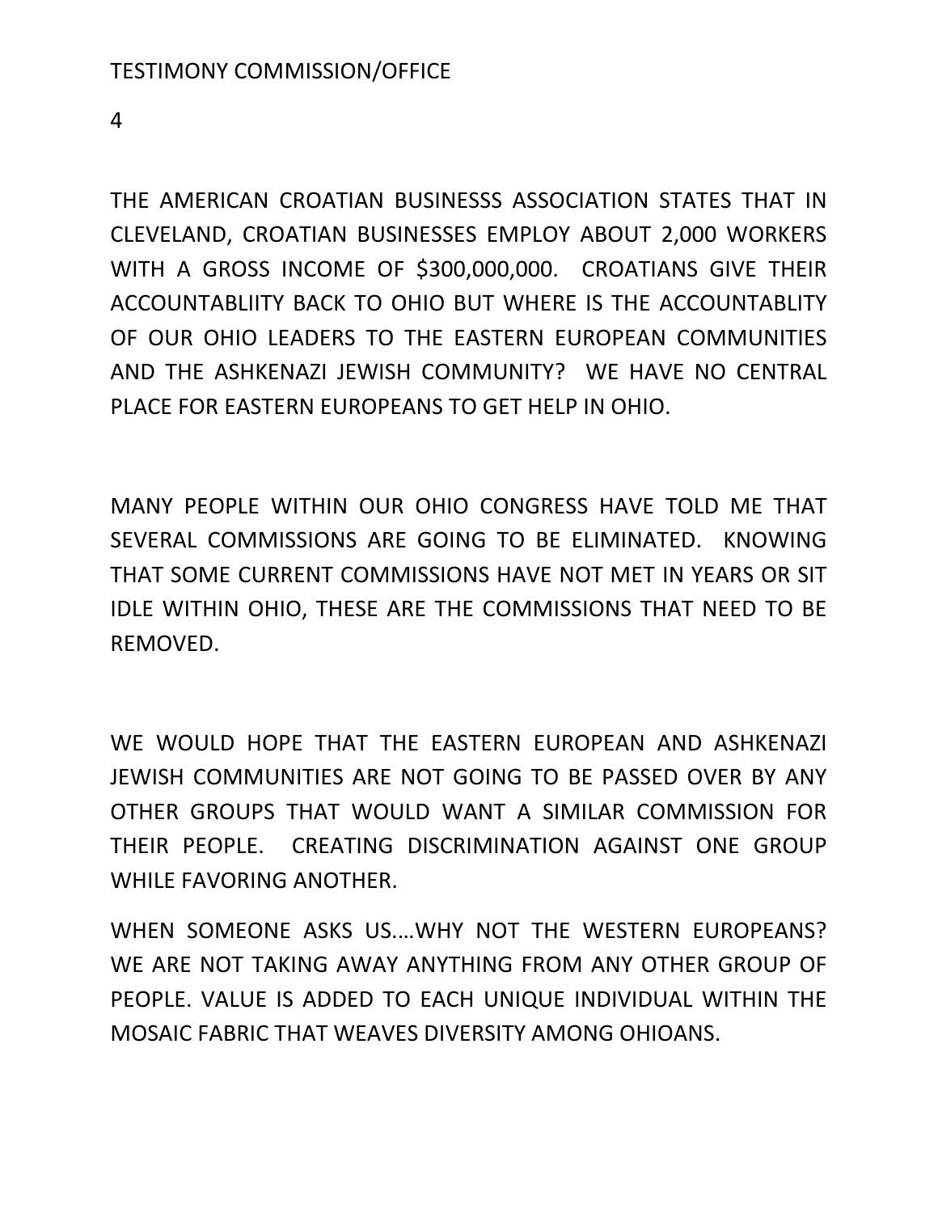THE AMERICAN CROATIAN BUSINESSS ASSOCIATION STATES THAT IN CLEVELAND, CROATIAN BUSINESSES EMPLOY ABOUT 2,000 WORKERS WITH A GROSS INCOME OF $300,000,000. CROATIANS GIVE THEIR ACCOUNTABLIITY BACK TO OHIO BUT WHERE IS THE ACCOUNTABLITY OF OUR OHIO LEADERS TO THE EASTERN EUROPEAN COMMUNITIES AND THE ASHKENAZI JEWISH COMMUNITY? WE HAVE NO CENTRAL PLACE FOR EASTERN EUROPEANS TO GET HELP IN OHIO.

MANY PEOPLE WITHIN OUR OHIO CONGRESS HAVE TOLD ME THAT SEVERAL COMMISSIONS ARE GOING TO BE ELIMINATED. KNOWING THAT SOME CURRENT COMMISSIONS HAVE NOT MET IN YEARS OR SIT IDLE WITHIN OHIO, THESE ARE THE COMMISSIONS THAT NEED TO BE REMOVED.

WE WOULD HOPE THAT THE EASTERN EUROPEAN AND ASHKENAZI JEWISH COMMUNITIES ARE NOT GOING TO BE PASSED OVER BY ANY OTHER GROUPS THAT WOULD WANT A SIMILAR COMMISSION FOR THEIR PEOPLE. CREATING DISCRIMINATION AGAINST ONE GROUP WHILE FAVORING ANOTHER.

WHEN SOMEONE ASKS US....WHY NOT THE WESTERN EUROPEANS? WE ARE NOT TAKING AWAY ANYTHING FROM ANY OTHER GROUP OF PEOPLE. VALUE IS ADDED TO EACH UNIQUE INDIVIDUAL WITHIN THE MOSAIC FABRIC THAT WEAVES DIVERSITY AMONG OHIOANS.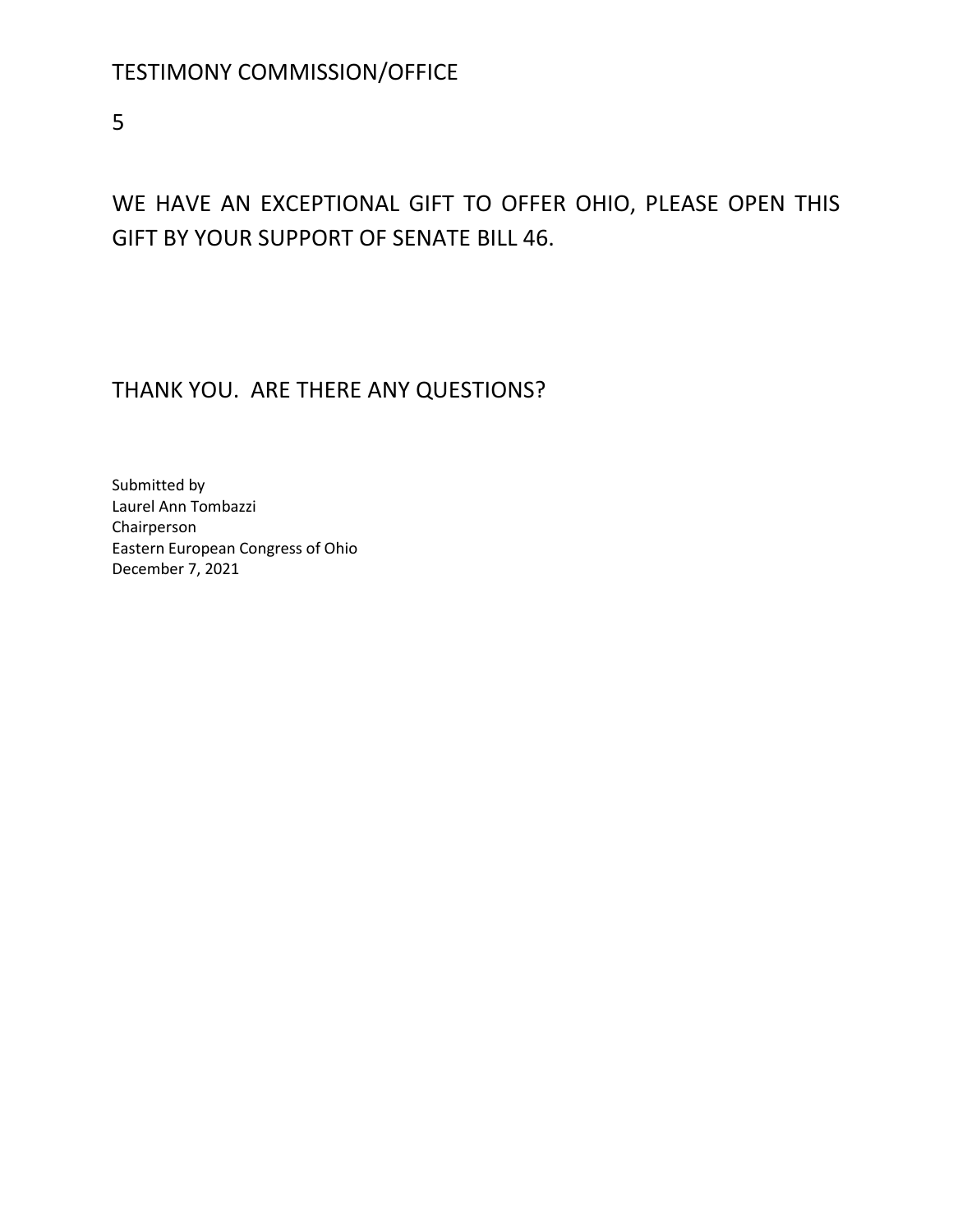WE HAVE AN EXCEPTIONAL GIFT TO OFFER OHIO, PLEASE OPEN THIS GIFT BY YOUR SUPPORT OF SENATE BILL 46.

THANK YOU. ARE THERE ANY QUESTIONS?

Submitted by
Laurel Ann Tombazzi
Chairperson
Eastern European Congress of Ohio
December 7, 2021